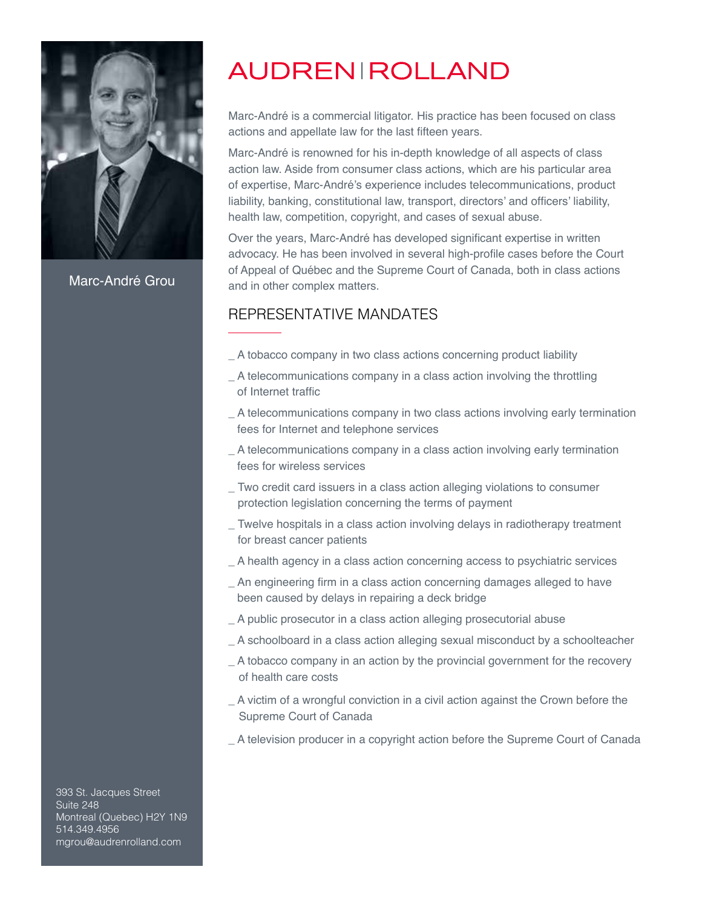# AUDREN | ROLLAND

Marc-André Grou

Marc-André is a commercial litigator. His practice has been focused on class actions and appellate law for the last fifteen years.

Marc-André is renowned for his in-depth knowledge of all aspects of class action law. Aside from consumer class actions, which are his particular area of expertise, Marc-André's experience includes telecommunications, product liability, banking, constitutional law, transport, directors' and officers' liability, health law, competition, copyright, and cases of sexual abuse.

Over the years, Marc-André has developed significant expertise in written advocacy. He has been involved in several high-profile cases before the Court of Appeal of Québec and the Supreme Court of Canada, both in class actions and in other complex matters.

## REPRESENTATIVE MANDATES

_ A tobacco company in two class actions concerning product liability

_ A telecommunications company in a class action involving the throttling of Internet traffic

_ A telecommunications company in two class actions involving early termination fees for Internet and telephone services

_ A telecommunications company in a class action involving early termination fees for wireless services

_ Two credit card issuers in a class action alleging violations to consumer protection legislation concerning the terms of payment

_ Twelve hospitals in a class action involving delays in radiotherapy treatment for breast cancer patients

_ A health agency in a class action concerning access to psychiatric services

_ An engineering firm in a class action concerning damages alleged to have been caused by delays in repairing a deck bridge

_ A public prosecutor in a class action alleging prosecutorial abuse

_ A schoolboard in a class action alleging sexual misconduct by a schoolteacher

_ A tobacco company in an action by the provincial government for the recovery of health care costs

_ A victim of a wrongful conviction in a civil action against the Crown before the Supreme Court of Canada

_ A television producer in a copyright action before the Supreme Court of Canada

393 St. Jacques Street
Suite 248
Montreal (Quebec) H2Y 1N9
514.349.4956
mgrou@audrenrolland.com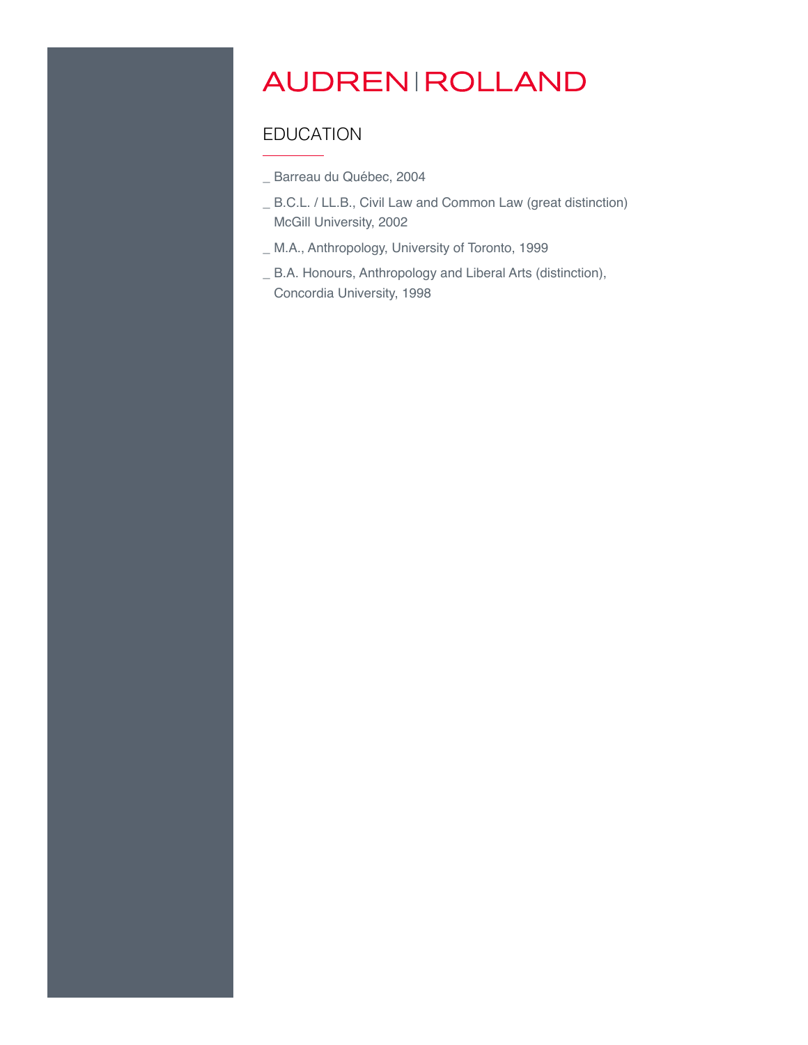AUDREN | ROLLAND

## EDUCATION

_ Barreau du Québec, 2004

_ B.C.L. / LL.B., Civil Law and Common Law (great distinction)
McGill University, 2002

_ M.A., Anthropology, University of Toronto, 1999

_ B.A. Honours, Anthropology and Liberal Arts (distinction),
Concordia University, 1998